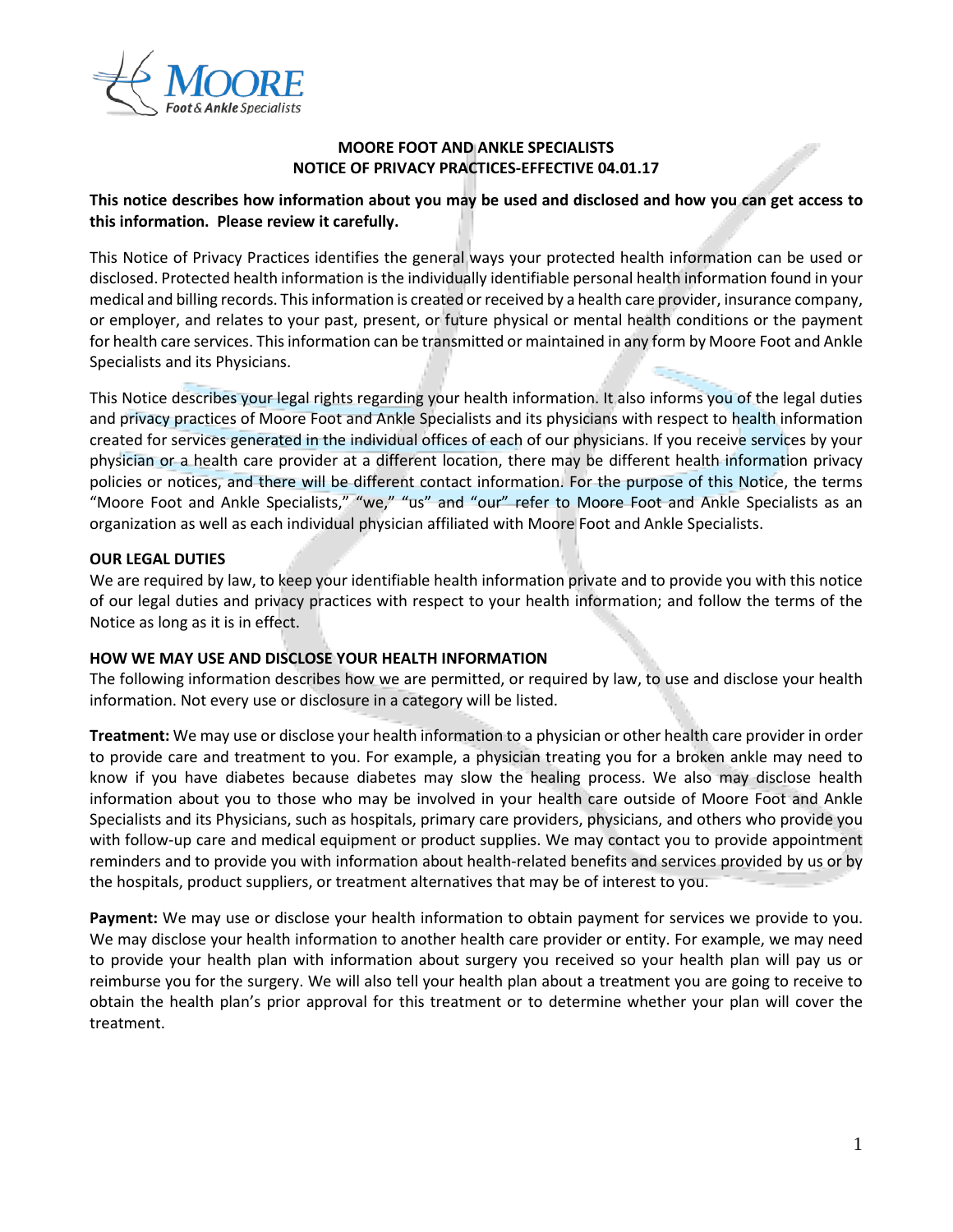# MOORE FOOT AND ANKLE SPECIALISTS
## NOTICE OF PRIVACY PRACTICES-EFFECTIVE 04.01.17

**This notice describes how information about you may be used and disclosed and how you can get access to this information. Please review it carefully.**

This Notice of Privacy Practices identifies the general ways your protected health information can be used or disclosed. Protected health information is the individually identifiable personal health information found in your medical and billing records. This information is created or received by a health care provider, insurance company, or employer, and relates to your past, present, or future physical or mental health conditions or the payment for health care services. This information can be transmitted or maintained in any form by Moore Foot and Ankle Specialists and its Physicians.

This Notice describes your legal rights regarding your health information. It also informs you of the legal duties and privacy practices of Moore Foot and Ankle Specialists and its physicians with respect to health information created for services generated in the individual offices of each of our physicians. If you receive services by your physician or a health care provider at a different location, there may be different health information privacy policies or notices, and there will be different contact information. For the purpose of this Notice, the terms "Moore Foot and Ankle Specialists," "we," "us" and "our" refer to Moore Foot and Ankle Specialists as an organization as well as each individual physician affiliated with Moore Foot and Ankle Specialists.

### OUR LEGAL DUTIES

We are required by law, to keep your identifiable health information private and to provide you with this notice of our legal duties and privacy practices with respect to your health information; and follow the terms of the Notice as long as it is in effect.

### HOW WE MAY USE AND DISCLOSE YOUR HEALTH INFORMATION

The following information describes how we are permitted, or required by law, to use and disclose your health information. Not every use or disclosure in a category will be listed.

**Treatment:** We may use or disclose your health information to a physician or other health care provider in order to provide care and treatment to you. For example, a physician treating you for a broken ankle may need to know if you have diabetes because diabetes may slow the healing process. We also may disclose health information about you to those who may be involved in your health care outside of Moore Foot and Ankle Specialists and its Physicians, such as hospitals, primary care providers, physicians, and others who provide you with follow-up care and medical equipment or product supplies. We may contact you to provide appointment reminders and to provide you with information about health-related benefits and services provided by us or by the hospitals, product suppliers, or treatment alternatives that may be of interest to you.

**Payment:** We may use or disclose your health information to obtain payment for services we provide to you. We may disclose your health information to another health care provider or entity. For example, we may need to provide your health plan with information about surgery you received so your health plan will pay us or reimburse you for the surgery. We will also tell your health plan about a treatment you are going to receive to obtain the health plan's prior approval for this treatment or to determine whether your plan will cover the treatment.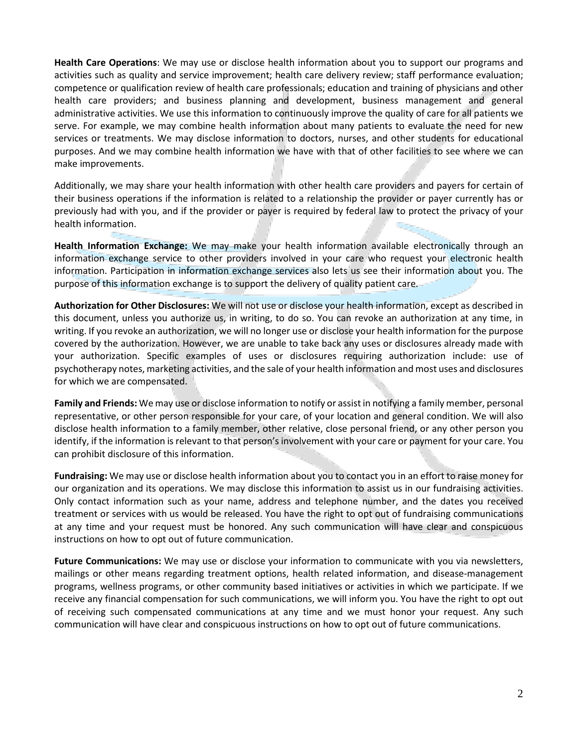**Health Care Operations**: We may use or disclose health information about you to support our programs and activities such as quality and service improvement; health care delivery review; staff performance evaluation; competence or qualification review of health care professionals; education and training of physicians and other health care providers; and business planning and development, business management and general administrative activities. We use this information to continuously improve the quality of care for all patients we serve. For example, we may combine health information about many patients to evaluate the need for new services or treatments. We may disclose information to doctors, nurses, and other students for educational purposes. And we may combine health information we have with that of other facilities to see where we can make improvements.

Additionally, we may share your health information with other health care providers and payers for certain of their business operations if the information is related to a relationship the provider or payer currently has or previously had with you, and if the provider or payer is required by federal law to protect the privacy of your health information.

**Health Information Exchange:** We may make your health information available electronically through an information exchange service to other providers involved in your care who request your electronic health information. Participation in information exchange services also lets us see their information about you. The purpose of this information exchange is to support the delivery of quality patient care.

**Authorization for Other Disclosures:** We will not use or disclose your health information, except as described in this document, unless you authorize us, in writing, to do so. You can revoke an authorization at any time, in writing. If you revoke an authorization, we will no longer use or disclose your health information for the purpose covered by the authorization. However, we are unable to take back any uses or disclosures already made with your authorization. Specific examples of uses or disclosures requiring authorization include: use of psychotherapy notes, marketing activities, and the sale of your health information and most uses and disclosures for which we are compensated.

**Family and Friends:** We may use or disclose information to notify or assist in notifying a family member, personal representative, or other person responsible for your care, of your location and general condition. We will also disclose health information to a family member, other relative, close personal friend, or any other person you identify, if the information is relevant to that person's involvement with your care or payment for your care. You can prohibit disclosure of this information.

**Fundraising:** We may use or disclose health information about you to contact you in an effort to raise money for our organization and its operations. We may disclose this information to assist us in our fundraising activities. Only contact information such as your name, address and telephone number, and the dates you received treatment or services with us would be released. You have the right to opt out of fundraising communications at any time and your request must be honored. Any such communication will have clear and conspicuous instructions on how to opt out of future communication.

**Future Communications:** We may use or disclose your information to communicate with you via newsletters, mailings or other means regarding treatment options, health related information, and disease-management programs, wellness programs, or other community based initiatives or activities in which we participate. If we receive any financial compensation for such communications, we will inform you. You have the right to opt out of receiving such compensated communications at any time and we must honor your request. Any such communication will have clear and conspicuous instructions on how to opt out of future communications.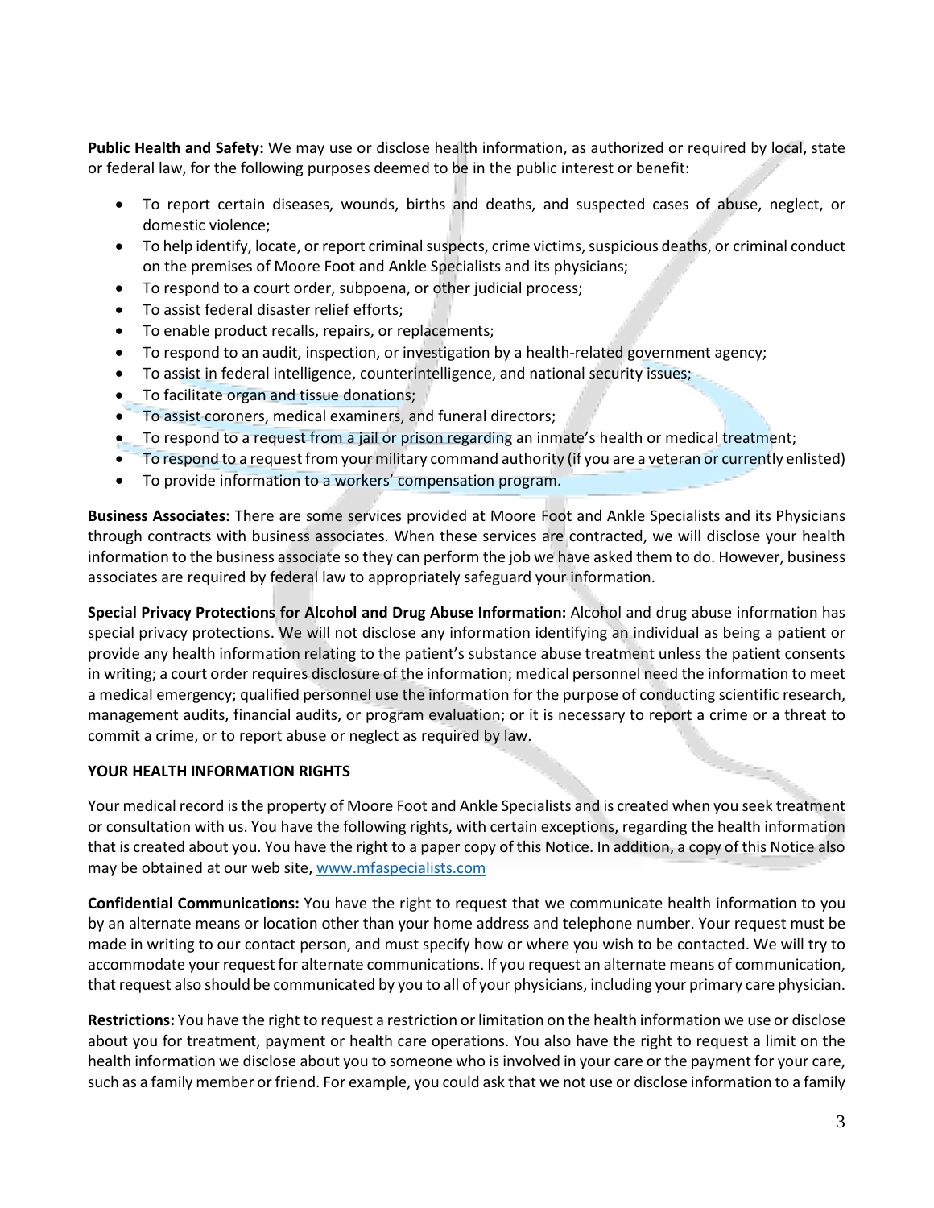**Public Health and Safety:** We may use or disclose health information, as authorized or required by local, state or federal law, for the following purposes deemed to be in the public interest or benefit:

- To report certain diseases, wounds, births and deaths, and suspected cases of abuse, neglect, or domestic violence;
- To help identify, locate, or report criminal suspects, crime victims, suspicious deaths, or criminal conduct on the premises of Moore Foot and Ankle Specialists and its physicians;
- To respond to a court order, subpoena, or other judicial process;
- To assist federal disaster relief efforts;
- To enable product recalls, repairs, or replacements;
- To respond to an audit, inspection, or investigation by a health-related government agency;
- To assist in federal intelligence, counterintelligence, and national security issues;
- To facilitate organ and tissue donations;
- To assist coroners, medical examiners, and funeral directors;
- To respond to a request from a jail or prison regarding an inmate's health or medical treatment;
- To respond to a request from your military command authority (if you are a veteran or currently enlisted)
- To provide information to a workers' compensation program.

**Business Associates:** There are some services provided at Moore Foot and Ankle Specialists and its Physicians through contracts with business associates. When these services are contracted, we will disclose your health information to the business associate so they can perform the job we have asked them to do. However, business associates are required by federal law to appropriately safeguard your information.

**Special Privacy Protections for Alcohol and Drug Abuse Information:** Alcohol and drug abuse information has special privacy protections. We will not disclose any information identifying an individual as being a patient or provide any health information relating to the patient's substance abuse treatment unless the patient consents in writing; a court order requires disclosure of the information; medical personnel need the information to meet a medical emergency; qualified personnel use the information for the purpose of conducting scientific research, management audits, financial audits, or program evaluation; or it is necessary to report a crime or a threat to commit a crime, or to report abuse or neglect as required by law.

**YOUR HEALTH INFORMATION RIGHTS**

Your medical record is the property of Moore Foot and Ankle Specialists and is created when you seek treatment or consultation with us. You have the following rights, with certain exceptions, regarding the health information that is created about you. You have the right to a paper copy of this Notice. In addition, a copy of this Notice also may be obtained at our web site, [www.mfaspecialists.com](http://www.mfaspecialists.com)

**Confidential Communications:** You have the right to request that we communicate health information to you by an alternate means or location other than your home address and telephone number. Your request must be made in writing to our contact person, and must specify how or where you wish to be contacted. We will try to accommodate your request for alternate communications. If you request an alternate means of communication, that request also should be communicated by you to all of your physicians, including your primary care physician.

**Restrictions:** You have the right to request a restriction or limitation on the health information we use or disclose about you for treatment, payment or health care operations. You also have the right to request a limit on the health information we disclose about you to someone who is involved in your care or the payment for your care, such as a family member or friend. For example, you could ask that we not use or disclose information to a family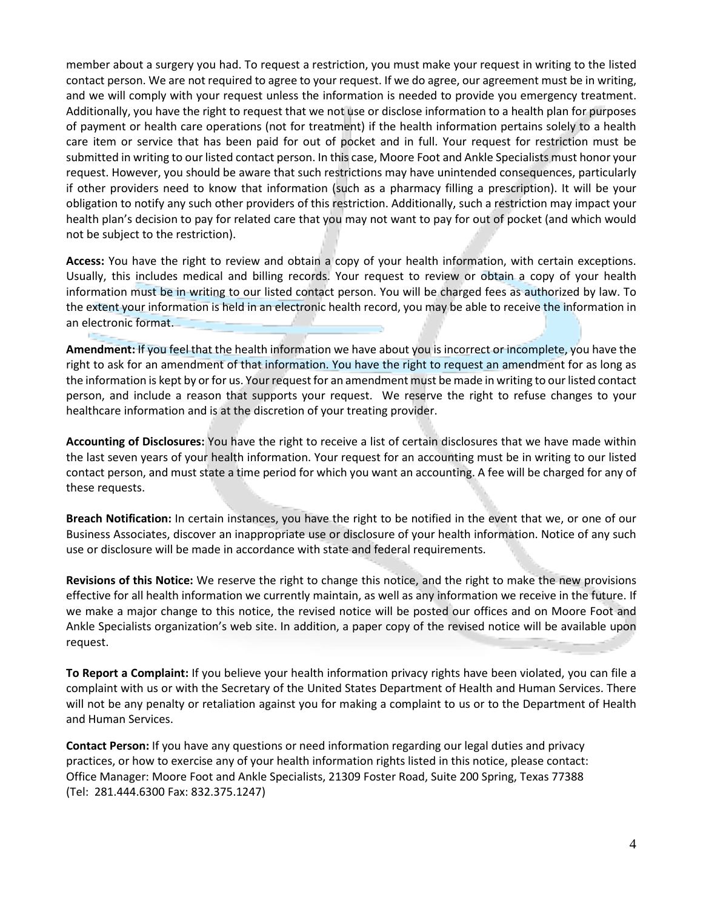member about a surgery you had. To request a restriction, you must make your request in writing to the listed contact person. We are not required to agree to your request. If we do agree, our agreement must be in writing, and we will comply with your request unless the information is needed to provide you emergency treatment. Additionally, you have the right to request that we not use or disclose information to a health plan for purposes of payment or health care operations (not for treatment) if the health information pertains solely to a health care item or service that has been paid for out of pocket and in full. Your request for restriction must be submitted in writing to our listed contact person. In this case, Moore Foot and Ankle Specialists must honor your request. However, you should be aware that such restrictions may have unintended consequences, particularly if other providers need to know that information (such as a pharmacy filling a prescription). It will be your obligation to notify any such other providers of this restriction. Additionally, such a restriction may impact your health plan's decision to pay for related care that you may not want to pay for out of pocket (and which would not be subject to the restriction).

**Access:** You have the right to review and obtain a copy of your health information, with certain exceptions. Usually, this includes medical and billing records. Your request to review or obtain a copy of your health information must be in writing to our listed contact person. You will be charged fees as authorized by law. To the extent your information is held in an electronic health record, you may be able to receive the information in an electronic format.

**Amendment:** If you feel that the health information we have about you is incorrect or incomplete, you have the right to ask for an amendment of that information. You have the right to request an amendment for as long as the information is kept by or for us. Your request for an amendment must be made in writing to our listed contact person, and include a reason that supports your request. We reserve the right to refuse changes to your healthcare information and is at the discretion of your treating provider.

**Accounting of Disclosures:** You have the right to receive a list of certain disclosures that we have made within the last seven years of your health information. Your request for an accounting must be in writing to our listed contact person, and must state a time period for which you want an accounting. A fee will be charged for any of these requests.

**Breach Notification:** In certain instances, you have the right to be notified in the event that we, or one of our Business Associates, discover an inappropriate use or disclosure of your health information. Notice of any such use or disclosure will be made in accordance with state and federal requirements.

**Revisions of this Notice:** We reserve the right to change this notice, and the right to make the new provisions effective for all health information we currently maintain, as well as any information we receive in the future. If we make a major change to this notice, the revised notice will be posted our offices and on Moore Foot and Ankle Specialists organization's web site. In addition, a paper copy of the revised notice will be available upon request.

**To Report a Complaint:** If you believe your health information privacy rights have been violated, you can file a complaint with us or with the Secretary of the United States Department of Health and Human Services. There will not be any penalty or retaliation against you for making a complaint to us or to the Department of Health and Human Services.

**Contact Person:** If you have any questions or need information regarding our legal duties and privacy practices, or how to exercise any of your health information rights listed in this notice, please contact:
Office Manager: Moore Foot and Ankle Specialists, 21309 Foster Road, Suite 200 Spring, Texas 77388
(Tel: 281.444.6300 Fax: 832.375.1247)